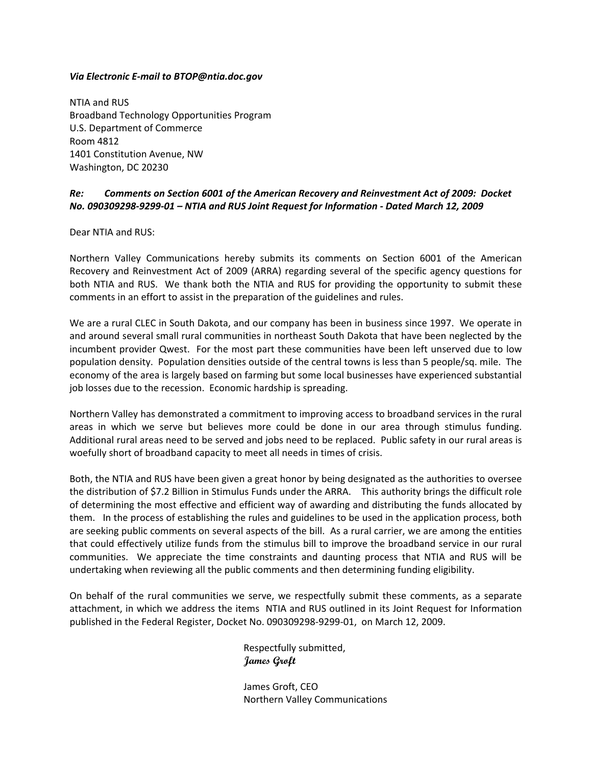*Via Electronic E-mail to BTOP@ntia.doc.gov*

NTIA and RUS
Broadband Technology Opportunities Program
U.S. Department of Commerce
Room 4812
1401 Constitution Avenue, NW
Washington, DC 20230

***Re: Comments on Section 6001 of the American Recovery and Reinvestment Act of 2009: Docket No. 090309298-9299-01 – NTIA and RUS Joint Request for Information - Dated March 12, 2009***

Dear NTIA and RUS:

Northern Valley Communications hereby submits its comments on Section 6001 of the American Recovery and Reinvestment Act of 2009 (ARRA) regarding several of the specific agency questions for both NTIA and RUS. We thank both the NTIA and RUS for providing the opportunity to submit these comments in an effort to assist in the preparation of the guidelines and rules.

We are a rural CLEC in South Dakota, and our company has been in business since 1997. We operate in and around several small rural communities in northeast South Dakota that have been neglected by the incumbent provider Qwest. For the most part these communities have been left unserved due to low population density. Population densities outside of the central towns is less than 5 people/sq. mile. The economy of the area is largely based on farming but some local businesses have experienced substantial job losses due to the recession. Economic hardship is spreading.

Northern Valley has demonstrated a commitment to improving access to broadband services in the rural areas in which we serve but believes more could be done in our area through stimulus funding. Additional rural areas need to be served and jobs need to be replaced. Public safety in our rural areas is woefully short of broadband capacity to meet all needs in times of crisis.

Both, the NTIA and RUS have been given a great honor by being designated as the authorities to oversee the distribution of $7.2 Billion in Stimulus Funds under the ARRA. This authority brings the difficult role of determining the most effective and efficient way of awarding and distributing the funds allocated by them. In the process of establishing the rules and guidelines to be used in the application process, both are seeking public comments on several aspects of the bill. As a rural carrier, we are among the entities that could effectively utilize funds from the stimulus bill to improve the broadband service in our rural communities. We appreciate the time constraints and daunting process that NTIA and RUS will be undertaking when reviewing all the public comments and then determining funding eligibility.

On behalf of the rural communities we serve, we respectfully submit these comments, as a separate attachment, in which we address the items NTIA and RUS outlined in its Joint Request for Information published in the Federal Register, Docket No. 090309298-9299-01, on March 12, 2009.

Respectfully submitted,
***James Groft***

James Groft, CEO
Northern Valley Communications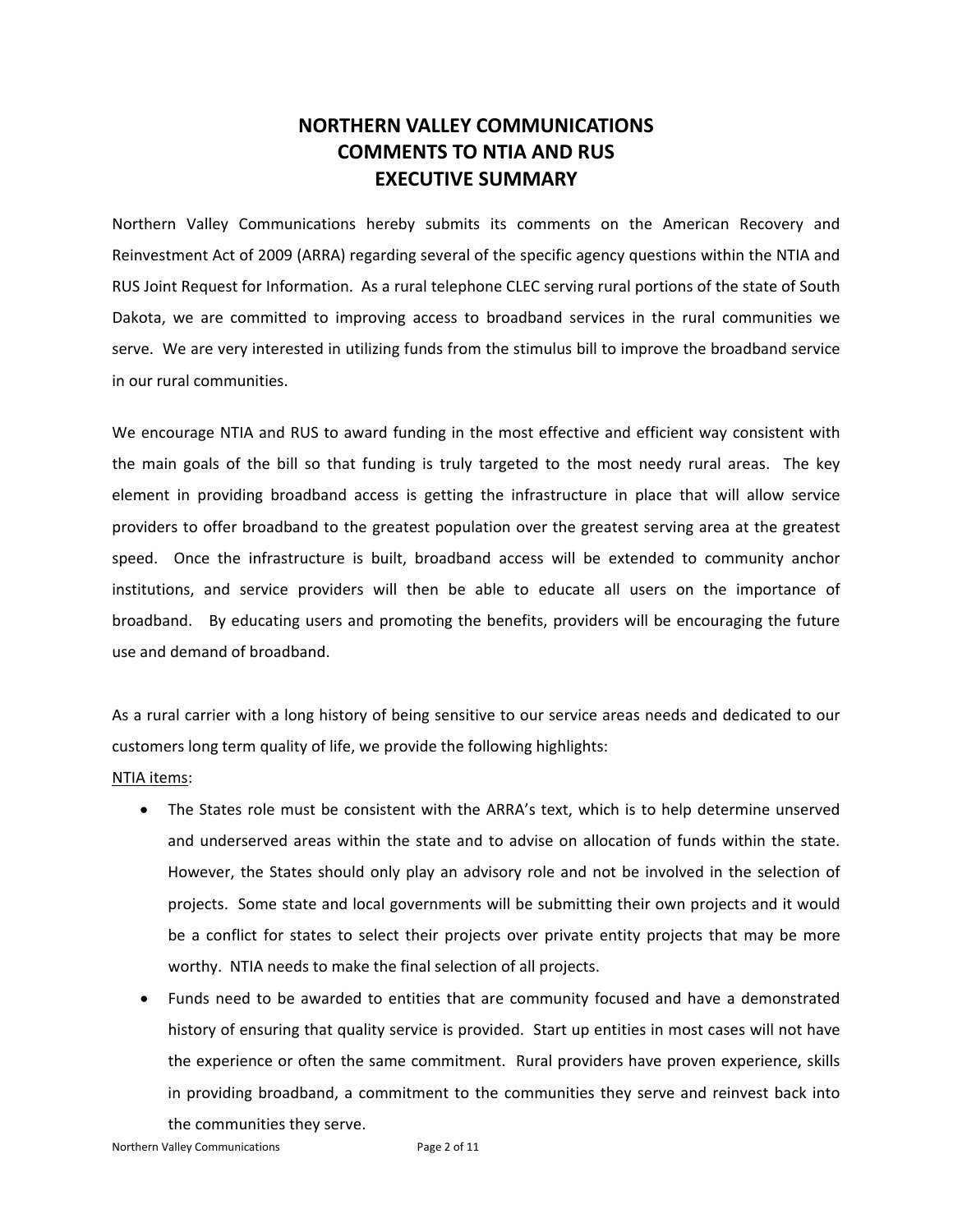# NORTHERN VALLEY COMMUNICATIONS
# COMMENTS TO NTIA AND RUS
# EXECUTIVE SUMMARY

Northern Valley Communications hereby submits its comments on the American Recovery and Reinvestment Act of 2009 (ARRA) regarding several of the specific agency questions within the NTIA and RUS Joint Request for Information. As a rural telephone CLEC serving rural portions of the state of South Dakota, we are committed to improving access to broadband services in the rural communities we serve. We are very interested in utilizing funds from the stimulus bill to improve the broadband service in our rural communities.

We encourage NTIA and RUS to award funding in the most effective and efficient way consistent with the main goals of the bill so that funding is truly targeted to the most needy rural areas. The key element in providing broadband access is getting the infrastructure in place that will allow service providers to offer broadband to the greatest population over the greatest serving area at the greatest speed. Once the infrastructure is built, broadband access will be extended to community anchor institutions, and service providers will then be able to educate all users on the importance of broadband. By educating users and promoting the benefits, providers will be encouraging the future use and demand of broadband.

As a rural carrier with a long history of being sensitive to our service areas needs and dedicated to our customers long term quality of life, we provide the following highlights:

<u>NTIA items</u>:

- The States role must be consistent with the ARRA's text, which is to help determine unserved and underserved areas within the state and to advise on allocation of funds within the state. However, the States should only play an advisory role and not be involved in the selection of projects. Some state and local governments will be submitting their own projects and it would be a conflict for states to select their projects over private entity projects that may be more worthy. NTIA needs to make the final selection of all projects.
- Funds need to be awarded to entities that are community focused and have a demonstrated history of ensuring that quality service is provided. Start up entities in most cases will not have the experience or often the same commitment. Rural providers have proven experience, skills in providing broadband, a commitment to the communities they serve and reinvest back into the communities they serve.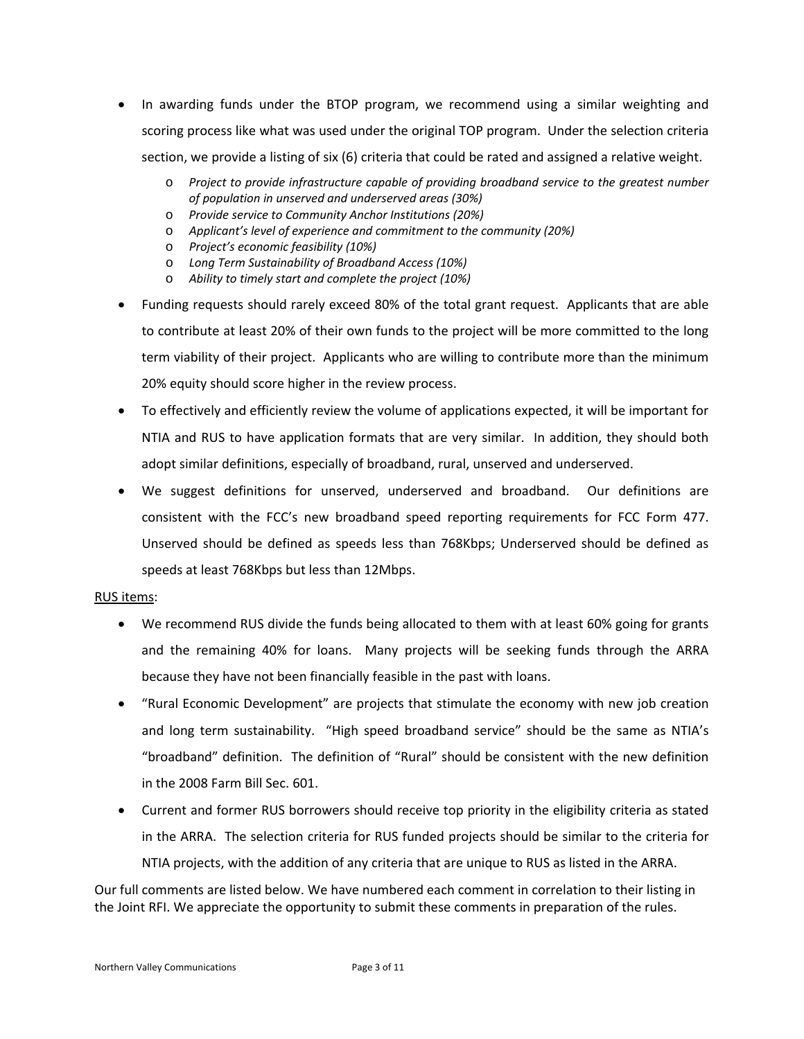- In awarding funds under the BTOP program, we recommend using a similar weighting and scoring process like what was used under the original TOP program. Under the selection criteria section, we provide a listing of six (6) criteria that could be rated and assigned a relative weight.
    - *Project to provide infrastructure capable of providing broadband service to the greatest number of population in unserved and underserved areas (30%)*
    - *Provide service to Community Anchor Institutions (20%)*
    - *Applicant's level of experience and commitment to the community (20%)*
    - *Project's economic feasibility (10%)*
    - *Long Term Sustainability of Broadband Access (10%)*
    - *Ability to timely start and complete the project (10%)*
- Funding requests should rarely exceed 80% of the total grant request. Applicants that are able to contribute at least 20% of their own funds to the project will be more committed to the long term viability of their project. Applicants who are willing to contribute more than the minimum 20% equity should score higher in the review process.
- To effectively and efficiently review the volume of applications expected, it will be important for NTIA and RUS to have application formats that are very similar. In addition, they should both adopt similar definitions, especially of broadband, rural, unserved and underserved.
- We suggest definitions for unserved, underserved and broadband. Our definitions are consistent with the FCC's new broadband speed reporting requirements for FCC Form 477. Unserved should be defined as speeds less than 768Kbps; Underserved should be defined as speeds at least 768Kbps but less than 12Mbps.

<u>RUS items</u>:

- We recommend RUS divide the funds being allocated to them with at least 60% going for grants and the remaining 40% for loans. Many projects will be seeking funds through the ARRA because they have not been financially feasible in the past with loans.
- "Rural Economic Development" are projects that stimulate the economy with new job creation and long term sustainability. "High speed broadband service" should be the same as NTIA's "broadband" definition. The definition of "Rural" should be consistent with the new definition in the 2008 Farm Bill Sec. 601.
- Current and former RUS borrowers should receive top priority in the eligibility criteria as stated in the ARRA. The selection criteria for RUS funded projects should be similar to the criteria for NTIA projects, with the addition of any criteria that are unique to RUS as listed in the ARRA.

Our full comments are listed below. We have numbered each comment in correlation to their listing in the Joint RFI. We appreciate the opportunity to submit these comments in preparation of the rules.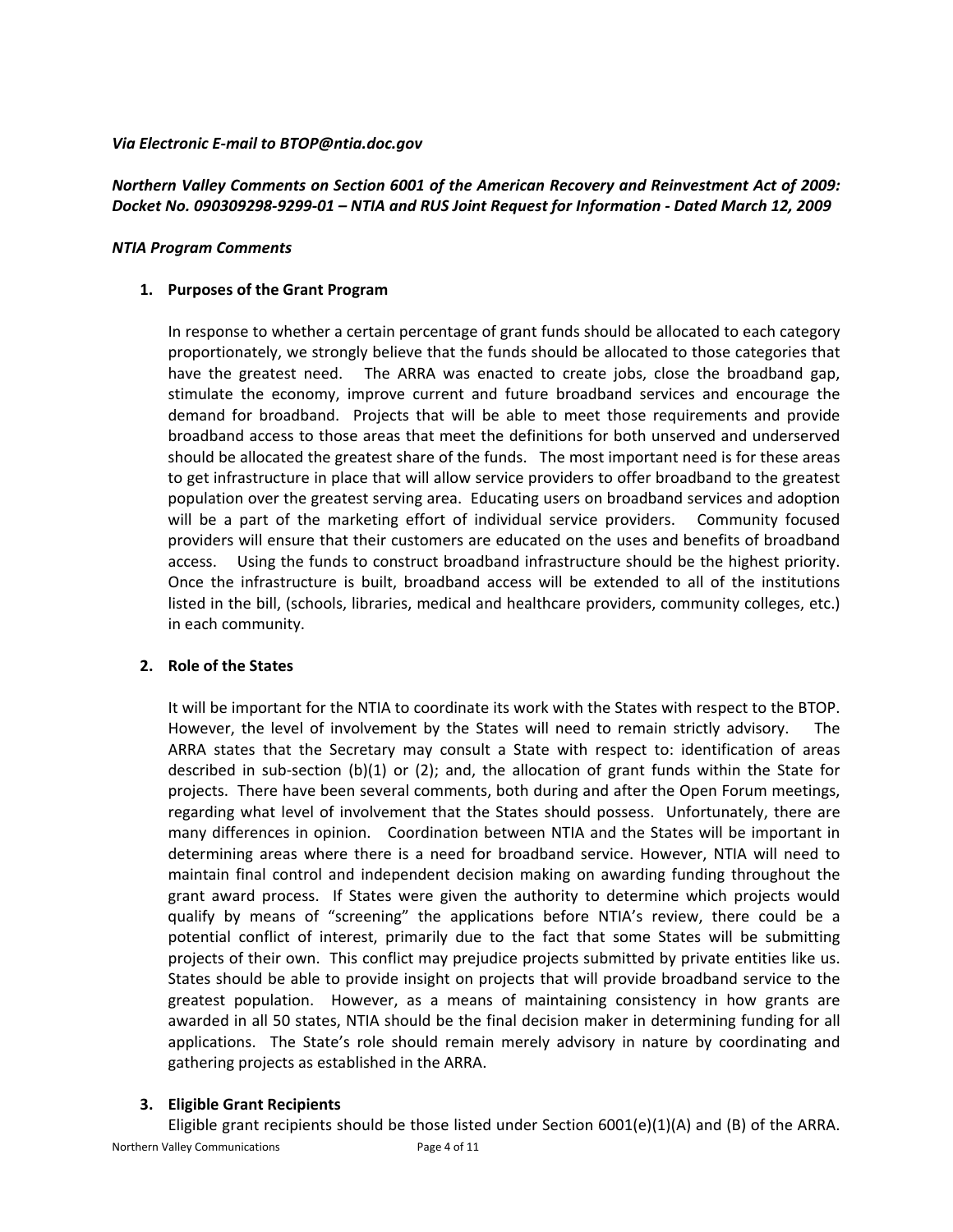*Via Electronic E-mail to BTOP@ntia.doc.gov*

***Northern Valley Comments on Section 6001 of the American Recovery and Reinvestment Act of 2009: Docket No. 090309298-9299-01 – NTIA and RUS Joint Request for Information - Dated March 12, 2009***

***NTIA Program Comments***

1. **Purposes of the Grant Program**

   In response to whether a certain percentage of grant funds should be allocated to each category proportionately, we strongly believe that the funds should be allocated to those categories that have the greatest need. The ARRA was enacted to create jobs, close the broadband gap, stimulate the economy, improve current and future broadband services and encourage the demand for broadband. Projects that will be able to meet those requirements and provide broadband access to those areas that meet the definitions for both unserved and underserved should be allocated the greatest share of the funds. The most important need is for these areas to get infrastructure in place that will allow service providers to offer broadband to the greatest population over the greatest serving area. Educating users on broadband services and adoption will be a part of the marketing effort of individual service providers. Community focused providers will ensure that their customers are educated on the uses and benefits of broadband access. Using the funds to construct broadband infrastructure should be the highest priority. Once the infrastructure is built, broadband access will be extended to all of the institutions listed in the bill, (schools, libraries, medical and healthcare providers, community colleges, etc.) in each community.

2. **Role of the States**

   It will be important for the NTIA to coordinate its work with the States with respect to the BTOP. However, the level of involvement by the States will need to remain strictly advisory. The ARRA states that the Secretary may consult a State with respect to: identification of areas described in sub-section (b)(1) or (2); and, the allocation of grant funds within the State for projects. There have been several comments, both during and after the Open Forum meetings, regarding what level of involvement that the States should possess. Unfortunately, there are many differences in opinion. Coordination between NTIA and the States will be important in determining areas where there is a need for broadband service. However, NTIA will need to maintain final control and independent decision making on awarding funding throughout the grant award process. If States were given the authority to determine which projects would qualify by means of "screening" the applications before NTIA's review, there could be a potential conflict of interest, primarily due to the fact that some States will be submitting projects of their own. This conflict may prejudice projects submitted by private entities like us. States should be able to provide insight on projects that will provide broadband service to the greatest population. However, as a means of maintaining consistency in how grants are awarded in all 50 states, NTIA should be the final decision maker in determining funding for all applications. The State's role should remain merely advisory in nature by coordinating and gathering projects as established in the ARRA.

3. **Eligible Grant Recipients**

   Eligible grant recipients should be those listed under Section 6001(e)(1)(A) and (B) of the ARRA.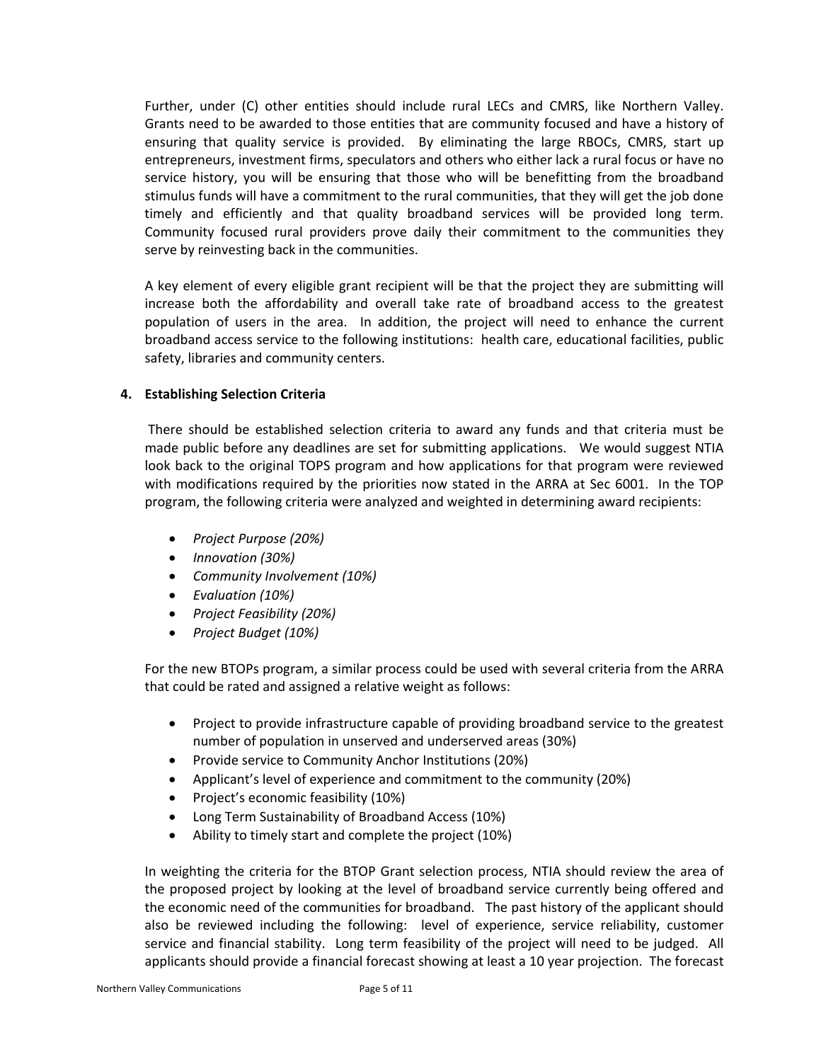Further, under (C) other entities should include rural LECs and CMRS, like Northern Valley. Grants need to be awarded to those entities that are community focused and have a history of ensuring that quality service is provided. By eliminating the large RBOCs, CMRS, start up entrepreneurs, investment firms, speculators and others who either lack a rural focus or have no service history, you will be ensuring that those who will be benefitting from the broadband stimulus funds will have a commitment to the rural communities, that they will get the job done timely and efficiently and that quality broadband services will be provided long term. Community focused rural providers prove daily their commitment to the communities they serve by reinvesting back in the communities.

A key element of every eligible grant recipient will be that the project they are submitting will increase both the affordability and overall take rate of broadband access to the greatest population of users in the area. In addition, the project will need to enhance the current broadband access service to the following institutions: health care, educational facilities, public safety, libraries and community centers.

**4. Establishing Selection Criteria**

There should be established selection criteria to award any funds and that criteria must be made public before any deadlines are set for submitting applications. We would suggest NTIA look back to the original TOPS program and how applications for that program were reviewed with modifications required by the priorities now stated in the ARRA at Sec 6001. In the TOP program, the following criteria were analyzed and weighted in determining award recipients:

- *Project Purpose (20%)*
- *Innovation (30%)*
- *Community Involvement (10%)*
- *Evaluation (10%)*
- *Project Feasibility (20%)*
- *Project Budget (10%)*

For the new BTOPs program, a similar process could be used with several criteria from the ARRA that could be rated and assigned a relative weight as follows:

- Project to provide infrastructure capable of providing broadband service to the greatest number of population in unserved and underserved areas (30%)
- Provide service to Community Anchor Institutions (20%)
- Applicant's level of experience and commitment to the community (20%)
- Project's economic feasibility (10%)
- Long Term Sustainability of Broadband Access (10%)
- Ability to timely start and complete the project (10%)

In weighting the criteria for the BTOP Grant selection process, NTIA should review the area of the proposed project by looking at the level of broadband service currently being offered and the economic need of the communities for broadband. The past history of the applicant should also be reviewed including the following: level of experience, service reliability, customer service and financial stability. Long term feasibility of the project will need to be judged. All applicants should provide a financial forecast showing at least a 10 year projection. The forecast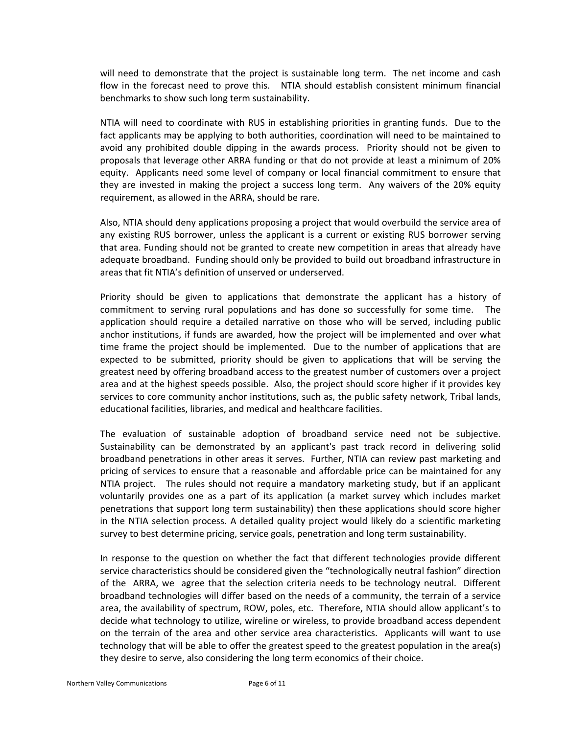will need to demonstrate that the project is sustainable long term. The net income and cash flow in the forecast need to prove this. NTIA should establish consistent minimum financial benchmarks to show such long term sustainability.

NTIA will need to coordinate with RUS in establishing priorities in granting funds. Due to the fact applicants may be applying to both authorities, coordination will need to be maintained to avoid any prohibited double dipping in the awards process. Priority should not be given to proposals that leverage other ARRA funding or that do not provide at least a minimum of 20% equity. Applicants need some level of company or local financial commitment to ensure that they are invested in making the project a success long term. Any waivers of the 20% equity requirement, as allowed in the ARRA, should be rare.

Also, NTIA should deny applications proposing a project that would overbuild the service area of any existing RUS borrower, unless the applicant is a current or existing RUS borrower serving that area. Funding should not be granted to create new competition in areas that already have adequate broadband. Funding should only be provided to build out broadband infrastructure in areas that fit NTIA's definition of unserved or underserved.

Priority should be given to applications that demonstrate the applicant has a history of commitment to serving rural populations and has done so successfully for some time. The application should require a detailed narrative on those who will be served, including public anchor institutions, if funds are awarded, how the project will be implemented and over what time frame the project should be implemented. Due to the number of applications that are expected to be submitted, priority should be given to applications that will be serving the greatest need by offering broadband access to the greatest number of customers over a project area and at the highest speeds possible. Also, the project should score higher if it provides key services to core community anchor institutions, such as, the public safety network, Tribal lands, educational facilities, libraries, and medical and healthcare facilities.

The evaluation of sustainable adoption of broadband service need not be subjective. Sustainability can be demonstrated by an applicant's past track record in delivering solid broadband penetrations in other areas it serves. Further, NTIA can review past marketing and pricing of services to ensure that a reasonable and affordable price can be maintained for any NTIA project. The rules should not require a mandatory marketing study, but if an applicant voluntarily provides one as a part of its application (a market survey which includes market penetrations that support long term sustainability) then these applications should score higher in the NTIA selection process. A detailed quality project would likely do a scientific marketing survey to best determine pricing, service goals, penetration and long term sustainability.

In response to the question on whether the fact that different technologies provide different service characteristics should be considered given the "technologically neutral fashion" direction of the ARRA, we agree that the selection criteria needs to be technology neutral. Different broadband technologies will differ based on the needs of a community, the terrain of a service area, the availability of spectrum, ROW, poles, etc. Therefore, NTIA should allow applicant's to decide what technology to utilize, wireline or wireless, to provide broadband access dependent on the terrain of the area and other service area characteristics. Applicants will want to use technology that will be able to offer the greatest speed to the greatest population in the area(s) they desire to serve, also considering the long term economics of their choice.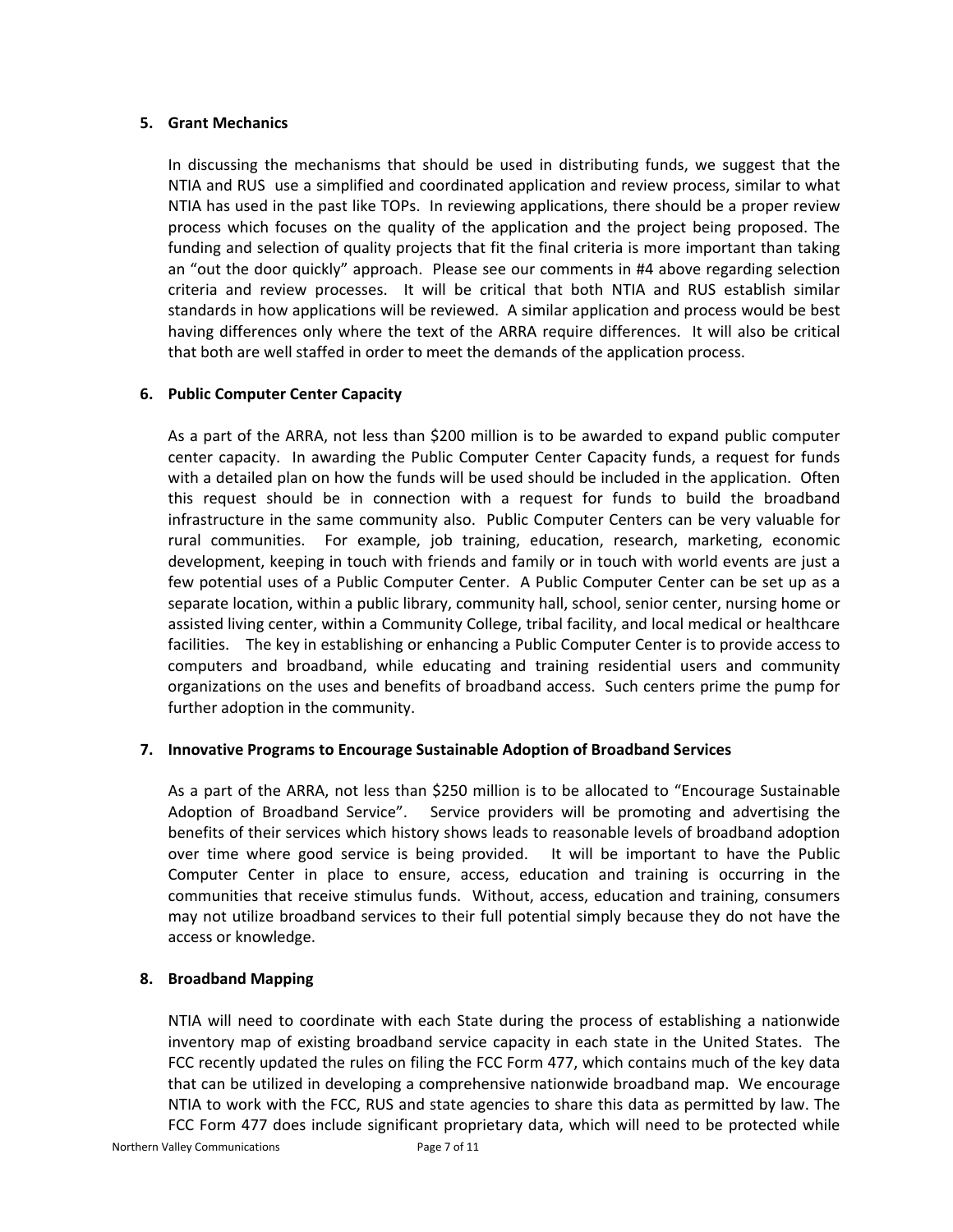### 5. Grant Mechanics

In discussing the mechanisms that should be used in distributing funds, we suggest that the NTIA and RUS use a simplified and coordinated application and review process, similar to what NTIA has used in the past like TOPs. In reviewing applications, there should be a proper review process which focuses on the quality of the application and the project being proposed. The funding and selection of quality projects that fit the final criteria is more important than taking an "out the door quickly" approach. Please see our comments in #4 above regarding selection criteria and review processes. It will be critical that both NTIA and RUS establish similar standards in how applications will be reviewed. A similar application and process would be best having differences only where the text of the ARRA require differences. It will also be critical that both are well staffed in order to meet the demands of the application process.

### 6. Public Computer Center Capacity

As a part of the ARRA, not less than $200 million is to be awarded to expand public computer center capacity. In awarding the Public Computer Center Capacity funds, a request for funds with a detailed plan on how the funds will be used should be included in the application. Often this request should be in connection with a request for funds to build the broadband infrastructure in the same community also. Public Computer Centers can be very valuable for rural communities. For example, job training, education, research, marketing, economic development, keeping in touch with friends and family or in touch with world events are just a few potential uses of a Public Computer Center. A Public Computer Center can be set up as a separate location, within a public library, community hall, school, senior center, nursing home or assisted living center, within a Community College, tribal facility, and local medical or healthcare facilities. The key in establishing or enhancing a Public Computer Center is to provide access to computers and broadband, while educating and training residential users and community organizations on the uses and benefits of broadband access. Such centers prime the pump for further adoption in the community.

### 7. Innovative Programs to Encourage Sustainable Adoption of Broadband Services

As a part of the ARRA, not less than $250 million is to be allocated to "Encourage Sustainable Adoption of Broadband Service". Service providers will be promoting and advertising the benefits of their services which history shows leads to reasonable levels of broadband adoption over time where good service is being provided. It will be important to have the Public Computer Center in place to ensure, access, education and training is occurring in the communities that receive stimulus funds. Without, access, education and training, consumers may not utilize broadband services to their full potential simply because they do not have the access or knowledge.

### 8. Broadband Mapping

NTIA will need to coordinate with each State during the process of establishing a nationwide inventory map of existing broadband service capacity in each state in the United States. The FCC recently updated the rules on filing the FCC Form 477, which contains much of the key data that can be utilized in developing a comprehensive nationwide broadband map. We encourage NTIA to work with the FCC, RUS and state agencies to share this data as permitted by law. The FCC Form 477 does include significant proprietary data, which will need to be protected while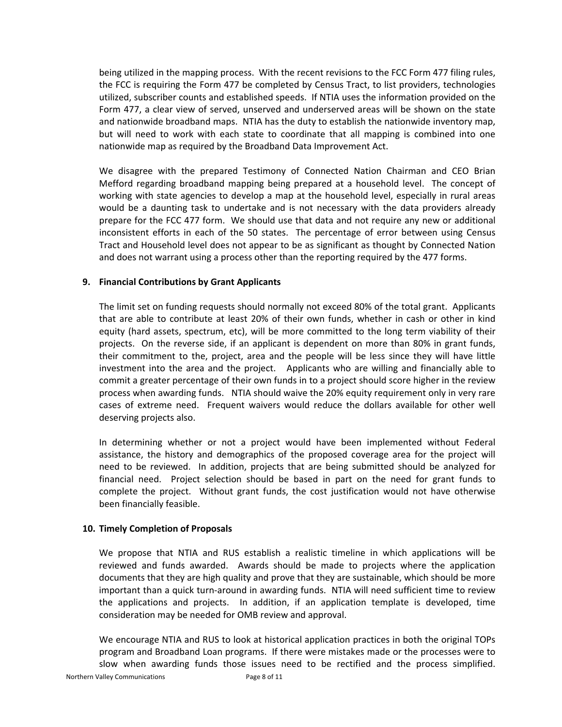being utilized in the mapping process. With the recent revisions to the FCC Form 477 filing rules, the FCC is requiring the Form 477 be completed by Census Tract, to list providers, technologies utilized, subscriber counts and established speeds. If NTIA uses the information provided on the Form 477, a clear view of served, unserved and underserved areas will be shown on the state and nationwide broadband maps. NTIA has the duty to establish the nationwide inventory map, but will need to work with each state to coordinate that all mapping is combined into one nationwide map as required by the Broadband Data Improvement Act.

We disagree with the prepared Testimony of Connected Nation Chairman and CEO Brian Mefford regarding broadband mapping being prepared at a household level. The concept of working with state agencies to develop a map at the household level, especially in rural areas would be a daunting task to undertake and is not necessary with the data providers already prepare for the FCC 477 form. We should use that data and not require any new or additional inconsistent efforts in each of the 50 states. The percentage of error between using Census Tract and Household level does not appear to be as significant as thought by Connected Nation and does not warrant using a process other than the reporting required by the 477 forms.

**9. Financial Contributions by Grant Applicants**

The limit set on funding requests should normally not exceed 80% of the total grant. Applicants that are able to contribute at least 20% of their own funds, whether in cash or other in kind equity (hard assets, spectrum, etc), will be more committed to the long term viability of their projects. On the reverse side, if an applicant is dependent on more than 80% in grant funds, their commitment to the, project, area and the people will be less since they will have little investment into the area and the project. Applicants who are willing and financially able to commit a greater percentage of their own funds in to a project should score higher in the review process when awarding funds. NTIA should waive the 20% equity requirement only in very rare cases of extreme need. Frequent waivers would reduce the dollars available for other well deserving projects also.

In determining whether or not a project would have been implemented without Federal assistance, the history and demographics of the proposed coverage area for the project will need to be reviewed. In addition, projects that are being submitted should be analyzed for financial need. Project selection should be based in part on the need for grant funds to complete the project. Without grant funds, the cost justification would not have otherwise been financially feasible.

**10. Timely Completion of Proposals**

We propose that NTIA and RUS establish a realistic timeline in which applications will be reviewed and funds awarded. Awards should be made to projects where the application documents that they are high quality and prove that they are sustainable, which should be more important than a quick turn-around in awarding funds. NTIA will need sufficient time to review the applications and projects. In addition, if an application template is developed, time consideration may be needed for OMB review and approval.

We encourage NTIA and RUS to look at historical application practices in both the original TOPs program and Broadband Loan programs. If there were mistakes made or the processes were to slow when awarding funds those issues need to be rectified and the process simplified.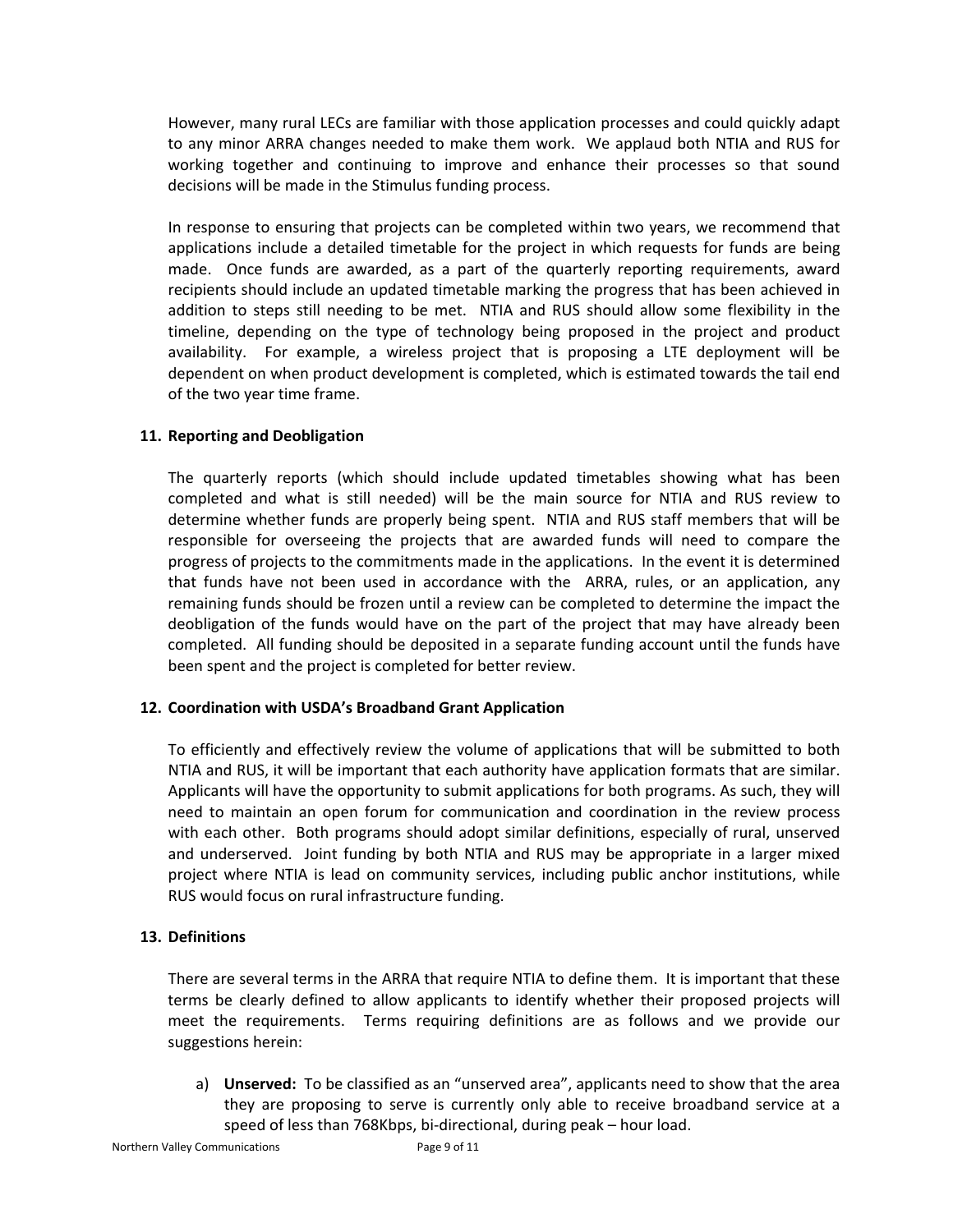However, many rural LECs are familiar with those application processes and could quickly adapt to any minor ARRA changes needed to make them work. We applaud both NTIA and RUS for working together and continuing to improve and enhance their processes so that sound decisions will be made in the Stimulus funding process.

In response to ensuring that projects can be completed within two years, we recommend that applications include a detailed timetable for the project in which requests for funds are being made. Once funds are awarded, as a part of the quarterly reporting requirements, award recipients should include an updated timetable marking the progress that has been achieved in addition to steps still needing to be met. NTIA and RUS should allow some flexibility in the timeline, depending on the type of technology being proposed in the project and product availability. For example, a wireless project that is proposing a LTE deployment will be dependent on when product development is completed, which is estimated towards the tail end of the two year time frame.

### 11. Reporting and Deobligation

The quarterly reports (which should include updated timetables showing what has been completed and what is still needed) will be the main source for NTIA and RUS review to determine whether funds are properly being spent. NTIA and RUS staff members that will be responsible for overseeing the projects that are awarded funds will need to compare the progress of projects to the commitments made in the applications. In the event it is determined that funds have not been used in accordance with the ARRA, rules, or an application, any remaining funds should be frozen until a review can be completed to determine the impact the deobligation of the funds would have on the part of the project that may have already been completed. All funding should be deposited in a separate funding account until the funds have been spent and the project is completed for better review.

### 12. Coordination with USDA's Broadband Grant Application

To efficiently and effectively review the volume of applications that will be submitted to both NTIA and RUS, it will be important that each authority have application formats that are similar. Applicants will have the opportunity to submit applications for both programs. As such, they will need to maintain an open forum for communication and coordination in the review process with each other. Both programs should adopt similar definitions, especially of rural, unserved and underserved. Joint funding by both NTIA and RUS may be appropriate in a larger mixed project where NTIA is lead on community services, including public anchor institutions, while RUS would focus on rural infrastructure funding.

### 13. Definitions

There are several terms in the ARRA that require NTIA to define them. It is important that these terms be clearly defined to allow applicants to identify whether their proposed projects will meet the requirements. Terms requiring definitions are as follows and we provide our suggestions herein:

a) **Unserved:** To be classified as an "unserved area", applicants need to show that the area they are proposing to serve is currently only able to receive broadband service at a speed of less than 768Kbps, bi-directional, during peak – hour load.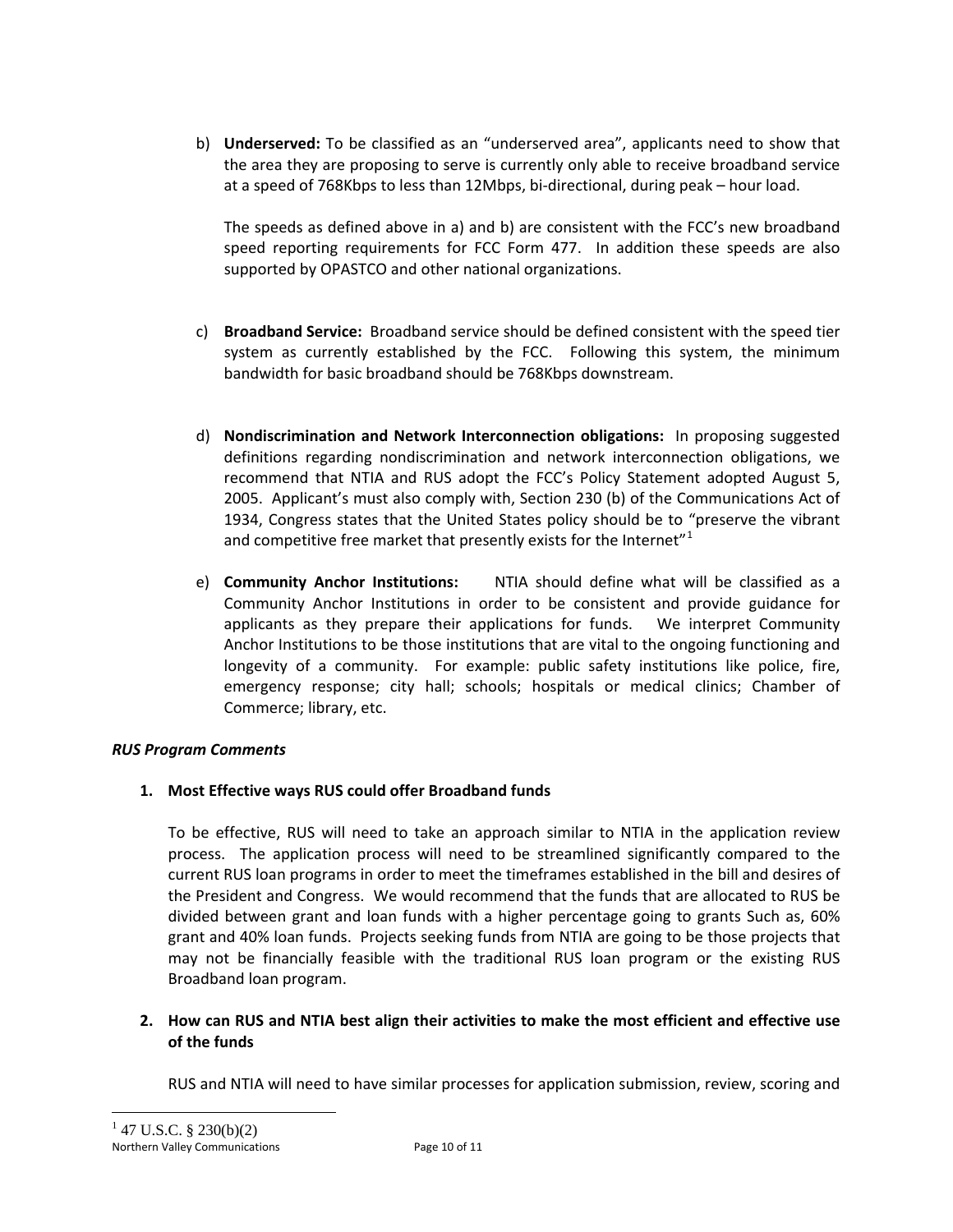b) **Underserved:** To be classified as an "underserved area", applicants need to show that the area they are proposing to serve is currently only able to receive broadband service at a speed of 768Kbps to less than 12Mbps, bi-directional, during peak – hour load.

   The speeds as defined above in a) and b) are consistent with the FCC's new broadband speed reporting requirements for FCC Form 477. In addition these speeds are also supported by OPASTCO and other national organizations.

c) **Broadband Service:** Broadband service should be defined consistent with the speed tier system as currently established by the FCC. Following this system, the minimum bandwidth for basic broadband should be 768Kbps downstream.

d) **Nondiscrimination and Network Interconnection obligations:** In proposing suggested definitions regarding nondiscrimination and network interconnection obligations, we recommend that NTIA and RUS adopt the FCC's Policy Statement adopted August 5, 2005. Applicant's must also comply with, Section 230 (b) of the Communications Act of 1934, Congress states that the United States policy should be to "preserve the vibrant and competitive free market that presently exists for the Internet"[1]

e) **Community Anchor Institutions:** NTIA should define what will be classified as a Community Anchor Institutions in order to be consistent and provide guidance for applicants as they prepare their applications for funds. We interpret Community Anchor Institutions to be those institutions that are vital to the ongoing functioning and longevity of a community. For example: public safety institutions like police, fire, emergency response; city hall; schools; hospitals or medical clinics; Chamber of Commerce; library, etc.

***RUS Program Comments***

1. **Most Effective ways RUS could offer Broadband funds**

   To be effective, RUS will need to take an approach similar to NTIA in the application review process. The application process will need to be streamlined significantly compared to the current RUS loan programs in order to meet the timeframes established in the bill and desires of the President and Congress. We would recommend that the funds that are allocated to RUS be divided between grant and loan funds with a higher percentage going to grants Such as, 60% grant and 40% loan funds. Projects seeking funds from NTIA are going to be those projects that may not be financially feasible with the traditional RUS loan program or the existing RUS Broadband loan program.

2. **How can RUS and NTIA best align their activities to make the most efficient and effective use of the funds**

   RUS and NTIA will need to have similar processes for application submission, review, scoring and

[1] 47 U.S.C. § 230(b)(2)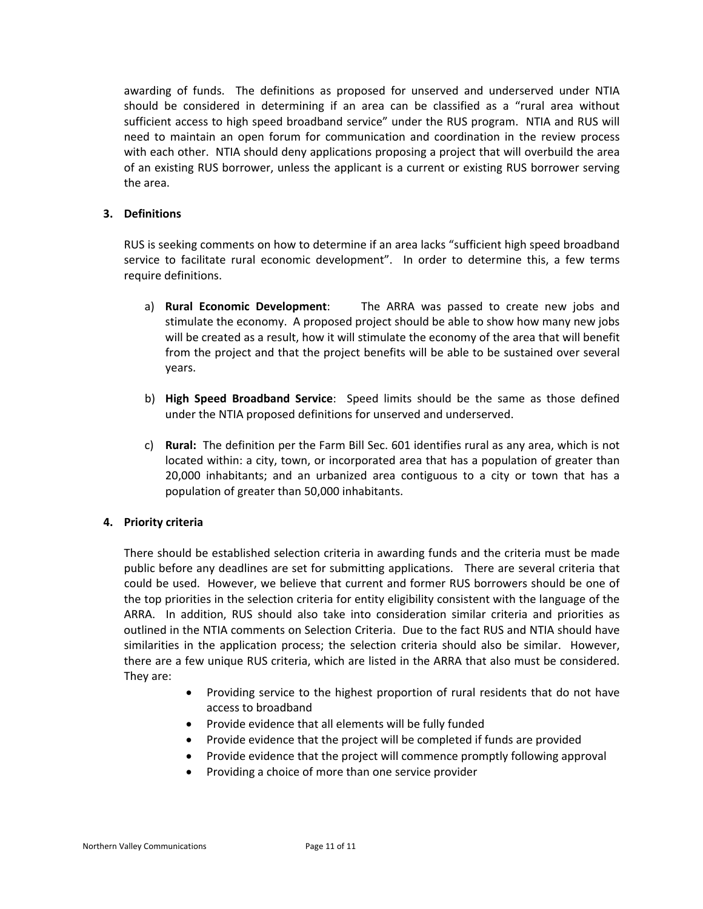awarding of funds. The definitions as proposed for unserved and underserved under NTIA should be considered in determining if an area can be classified as a "rural area without sufficient access to high speed broadband service" under the RUS program. NTIA and RUS will need to maintain an open forum for communication and coordination in the review process with each other. NTIA should deny applications proposing a project that will overbuild the area of an existing RUS borrower, unless the applicant is a current or existing RUS borrower serving the area.

**3. Definitions**

RUS is seeking comments on how to determine if an area lacks "sufficient high speed broadband service to facilitate rural economic development". In order to determine this, a few terms require definitions.

a) **Rural Economic Development**: The ARRA was passed to create new jobs and stimulate the economy. A proposed project should be able to show how many new jobs will be created as a result, how it will stimulate the economy of the area that will benefit from the project and that the project benefits will be able to be sustained over several years.

b) **High Speed Broadband Service**: Speed limits should be the same as those defined under the NTIA proposed definitions for unserved and underserved.

c) **Rural:** The definition per the Farm Bill Sec. 601 identifies rural as any area, which is not located within: a city, town, or incorporated area that has a population of greater than 20,000 inhabitants; and an urbanized area contiguous to a city or town that has a population of greater than 50,000 inhabitants.

**4. Priority criteria**

There should be established selection criteria in awarding funds and the criteria must be made public before any deadlines are set for submitting applications. There are several criteria that could be used. However, we believe that current and former RUS borrowers should be one of the top priorities in the selection criteria for entity eligibility consistent with the language of the ARRA. In addition, RUS should also take into consideration similar criteria and priorities as outlined in the NTIA comments on Selection Criteria. Due to the fact RUS and NTIA should have similarities in the application process; the selection criteria should also be similar. However, there are a few unique RUS criteria, which are listed in the ARRA that also must be considered. They are:

- Providing service to the highest proportion of rural residents that do not have access to broadband
- Provide evidence that all elements will be fully funded
- Provide evidence that the project will be completed if funds are provided
- Provide evidence that the project will commence promptly following approval
- Providing a choice of more than one service provider